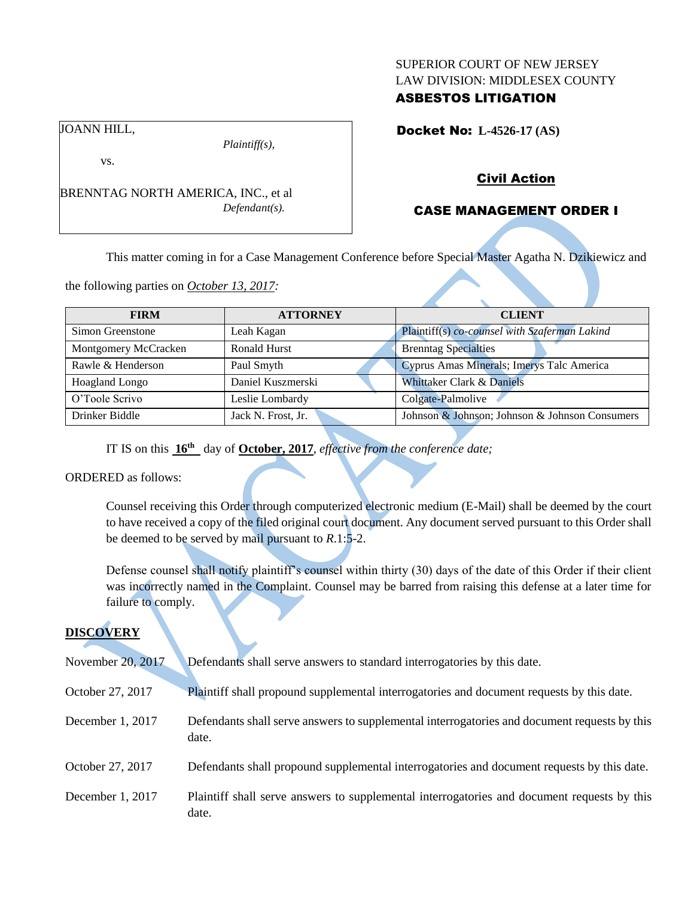SUPERIOR COURT OF NEW JERSEY
LAW DIVISION: MIDDLESEX COUNTY
**ASBESTOS LITIGATION**

JOANN HILL,
*Plaintiff(s),*

vs.

BRENNTAG NORTH AMERICA, INC., et al
*Defendant(s).*

**Docket No: L-4526-17 (AS)**

**Civil Action**

**CASE MANAGEMENT ORDER I**

This matter coming in for a Case Management Conference before Special Master Agatha N. Dzikiewicz and the following parties on *October 13, 2017:*

| FIRM | ATTORNEY | CLIENT |
|---|---|---|
| Simon Greenstone | Leah Kagan | Plaintiff(s) *co-counsel with Szaferman Lakind* |
| Montgomery McCracken | Ronald Hurst | Brenntag Specialties |
| Rawle & Henderson | Paul Smyth | Cyprus Amas Minerals; Imerys Talc America |
| Hoagland Longo | Daniel Kuszmerski | Whittaker Clark & Daniels |
| O'Toole Scrivo | Leslie Lombardy | Colgate-Palmolive |
| Drinker Biddle | Jack N. Frost, Jr. | Johnson & Johnson; Johnson & Johnson Consumers |

IT IS on this **16th** day of **October, 2017**, *effective from the conference date;*

ORDERED as follows:

Counsel receiving this Order through computerized electronic medium (E-Mail) shall be deemed by the court to have received a copy of the filed original court document. Any document served pursuant to this Order shall be deemed to be served by mail pursuant to *R*.1:5-2.

Defense counsel shall notify plaintiff's counsel within thirty (30) days of the date of this Order if their client was incorrectly named in the Complaint. Counsel may be barred from raising this defense at a later time for failure to comply.

## DISCOVERY

| | |
|---|---|
| November 20, 2017 | Defendants shall serve answers to standard interrogatories by this date. |
| October 27, 2017 | Plaintiff shall propound supplemental interrogatories and document requests by this date. |
| December 1, 2017 | Defendants shall serve answers to supplemental interrogatories and document requests by this date. |
| October 27, 2017 | Defendants shall propound supplemental interrogatories and document requests by this date. |
| December 1, 2017 | Plaintiff shall serve answers to supplemental interrogatories and document requests by this date. |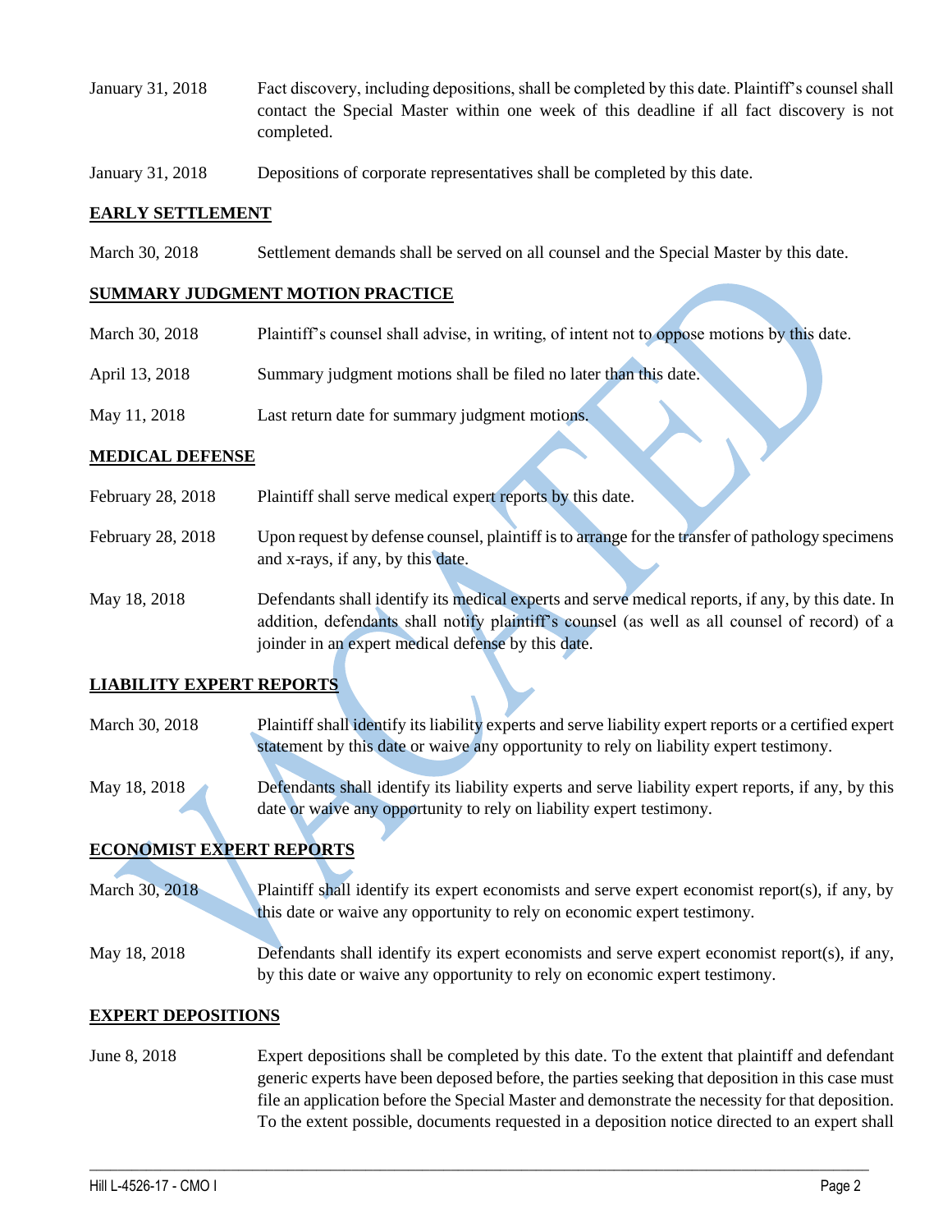| | |
|---|---|
| January 31, 2018 | Fact discovery, including depositions, shall be completed by this date. Plaintiff's counsel shall contact the Special Master within one week of this deadline if all fact discovery is not completed. |
| January 31, 2018 | Depositions of corporate representatives shall be completed by this date. |

## EARLY SETTLEMENT

| | |
|---|---|
| March 30, 2018 | Settlement demands shall be served on all counsel and the Special Master by this date. |

## SUMMARY JUDGMENT MOTION PRACTICE

| | |
|---|---|
| March 30, 2018 | Plaintiff's counsel shall advise, in writing, of intent not to oppose motions by this date. |
| April 13, 2018 | Summary judgment motions shall be filed no later than this date. |
| May 11, 2018 | Last return date for summary judgment motions. |

## MEDICAL DEFENSE

| | |
|---|---|
| February 28, 2018 | Plaintiff shall serve medical expert reports by this date. |
| February 28, 2018 | Upon request by defense counsel, plaintiff is to arrange for the transfer of pathology specimens and x-rays, if any, by this date. |
| May 18, 2018 | Defendants shall identify its medical experts and serve medical reports, if any, by this date. In addition, defendants shall notify plaintiff's counsel (as well as all counsel of record) of a joinder in an expert medical defense by this date. |

## LIABILITY EXPERT REPORTS

| | |
|---|---|
| March 30, 2018 | Plaintiff shall identify its liability experts and serve liability expert reports or a certified expert statement by this date or waive any opportunity to rely on liability expert testimony. |
| May 18, 2018 | Defendants shall identify its liability experts and serve liability expert reports, if any, by this date or waive any opportunity to rely on liability expert testimony. |

## ECONOMIST EXPERT REPORTS

| | |
|---|---|
| March 30, 2018 | Plaintiff shall identify its expert economists and serve expert economist report(s), if any, by this date or waive any opportunity to rely on economic expert testimony. |
| May 18, 2018 | Defendants shall identify its expert economists and serve expert economist report(s), if any, by this date or waive any opportunity to rely on economic expert testimony. |

## EXPERT DEPOSITIONS

| | |
|---|---|
| June 8, 2018 | Expert depositions shall be completed by this date. To the extent that plaintiff and defendant generic experts have been deposed before, the parties seeking that deposition in this case must file an application before the Special Master and demonstrate the necessity for that deposition. To the extent possible, documents requested in a deposition notice directed to an expert shall |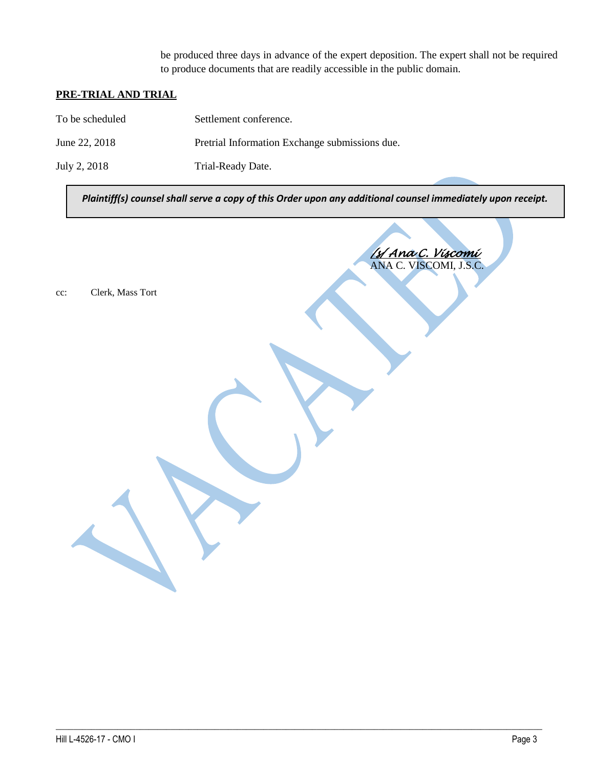be produced three days in advance of the expert deposition. The expert shall not be required to produce documents that are readily accessible in the public domain.

**PRE-TRIAL AND TRIAL**

| | |
|---|---|
| To be scheduled | Settlement conference. |
| June 22, 2018 | Pretrial Information Exchange submissions due. |
| July 2, 2018 | Trial-Ready Date. |

***Plaintiff(s) counsel shall serve a copy of this Order upon any additional counsel immediately upon receipt.***

/s/ Ana C. Viscomi
ANA C. VISCOMI, J.S.C.

cc: Clerk, Mass Tort

VACATED